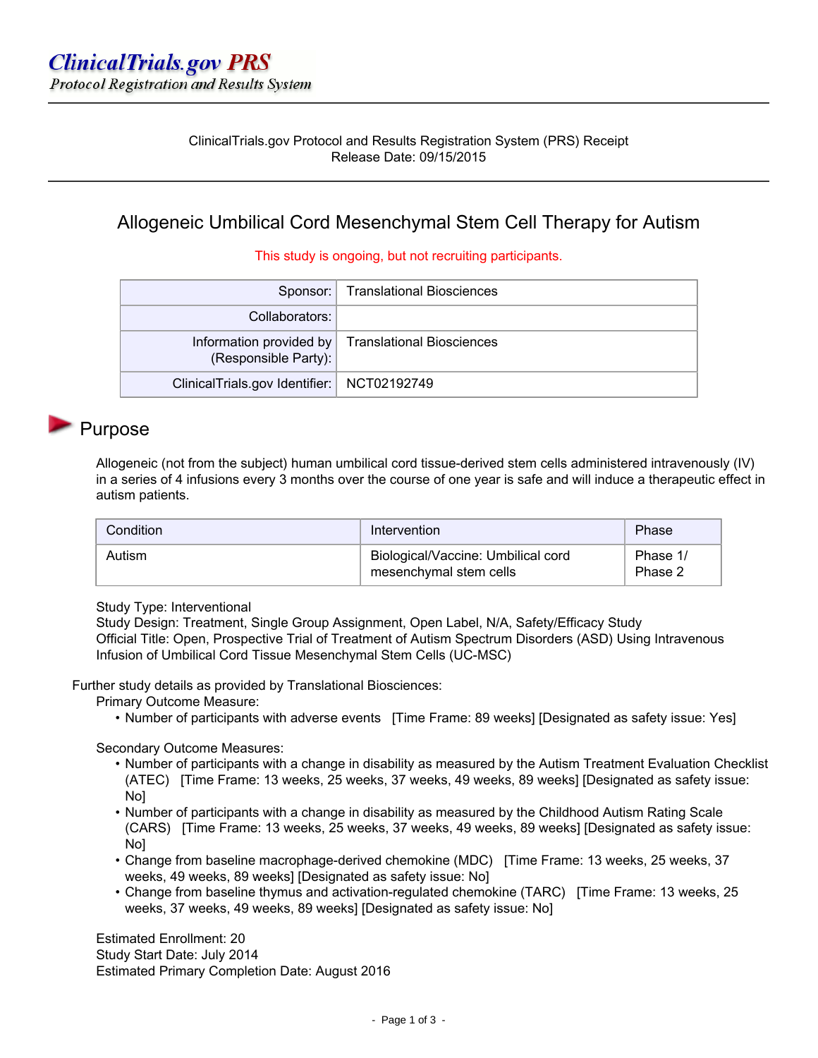# ClinicalTrials.gov PRS
*Protocol Registration and Results System*

ClinicalTrials.gov Protocol and Results Registration System (PRS) Receipt
Release Date: 09/15/2015

## Allogeneic Umbilical Cord Mesenchymal Stem Cell Therapy for Autism

This study is ongoing, but not recruiting participants.

| | |
|---|---|
| Sponsor: | Translational Biosciences |
| Collaborators: | |
| Information provided by (Responsible Party): | Translational Biosciences |
| ClinicalTrials.gov Identifier: | NCT02192749 |

## Purpose

Allogeneic (not from the subject) human umbilical cord tissue-derived stem cells administered intravenously (IV) in a series of 4 infusions every 3 months over the course of one year is safe and will induce a therapeutic effect in autism patients.

| Condition | Intervention | Phase |
|---|---|---|
| Autism | Biological/Vaccine: Umbilical cord mesenchymal stem cells | Phase 1/ Phase 2 |

Study Type: Interventional
Study Design: Treatment, Single Group Assignment, Open Label, N/A, Safety/Efficacy Study
Official Title: Open, Prospective Trial of Treatment of Autism Spectrum Disorders (ASD) Using Intravenous Infusion of Umbilical Cord Tissue Mesenchymal Stem Cells (UC-MSC)

Further study details as provided by Translational Biosciences:

Primary Outcome Measure:

- Number of participants with adverse events [Time Frame: 89 weeks] [Designated as safety issue: Yes]

Secondary Outcome Measures:

- Number of participants with a change in disability as measured by the Autism Treatment Evaluation Checklist (ATEC) [Time Frame: 13 weeks, 25 weeks, 37 weeks, 49 weeks, 89 weeks] [Designated as safety issue: No]
- Number of participants with a change in disability as measured by the Childhood Autism Rating Scale (CARS) [Time Frame: 13 weeks, 25 weeks, 37 weeks, 49 weeks, 89 weeks] [Designated as safety issue: No]
- Change from baseline macrophage-derived chemokine (MDC) [Time Frame: 13 weeks, 25 weeks, 37 weeks, 49 weeks, 89 weeks] [Designated as safety issue: No]
- Change from baseline thymus and activation-regulated chemokine (TARC) [Time Frame: 13 weeks, 25 weeks, 37 weeks, 49 weeks, 89 weeks] [Designated as safety issue: No]

Estimated Enrollment: 20
Study Start Date: July 2014
Estimated Primary Completion Date: August 2016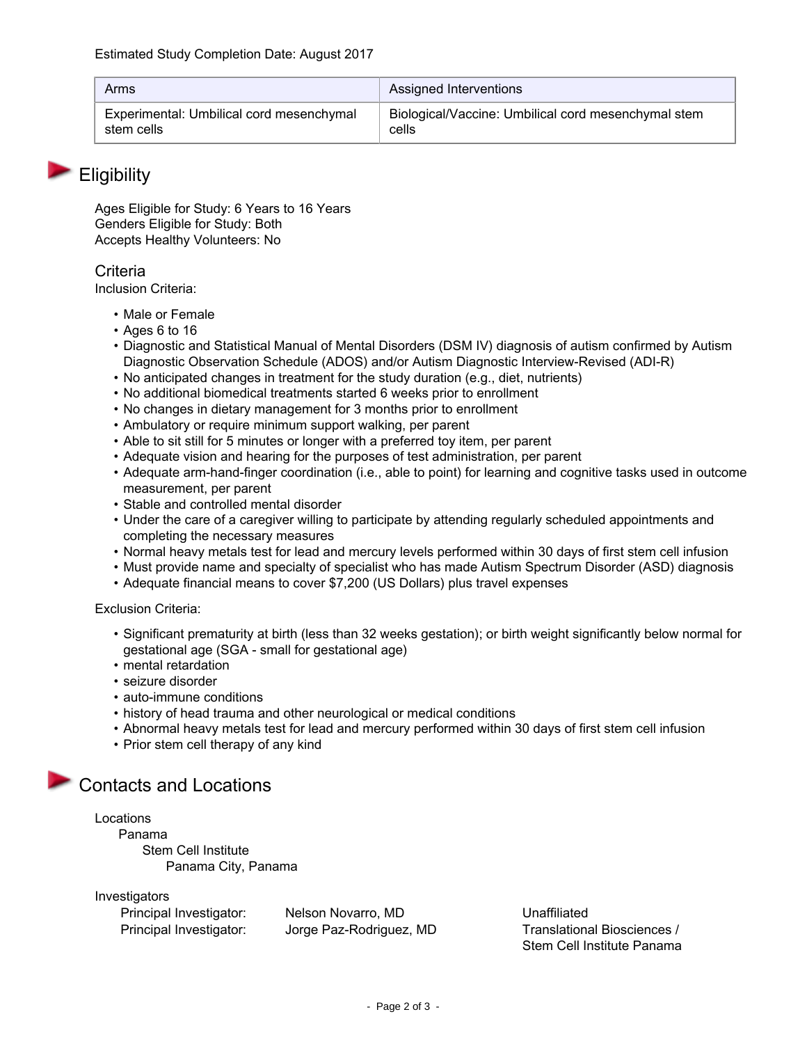Estimated Study Completion Date: August 2017

| Arms | Assigned Interventions |
| --- | --- |
| Experimental: Umbilical cord mesenchymal stem cells | Biological/Vaccine: Umbilical cord mesenchymal stem cells |

## Eligibility

Ages Eligible for Study: 6 Years to 16 Years
Genders Eligible for Study: Both
Accepts Healthy Volunteers: No

### Criteria

Inclusion Criteria:

- Male or Female
- Ages 6 to 16
- Diagnostic and Statistical Manual of Mental Disorders (DSM IV) diagnosis of autism confirmed by Autism Diagnostic Observation Schedule (ADOS) and/or Autism Diagnostic Interview-Revised (ADI-R)
- No anticipated changes in treatment for the study duration (e.g., diet, nutrients)
- No additional biomedical treatments started 6 weeks prior to enrollment
- No changes in dietary management for 3 months prior to enrollment
- Ambulatory or require minimum support walking, per parent
- Able to sit still for 5 minutes or longer with a preferred toy item, per parent
- Adequate vision and hearing for the purposes of test administration, per parent
- Adequate arm-hand-finger coordination (i.e., able to point) for learning and cognitive tasks used in outcome measurement, per parent
- Stable and controlled mental disorder
- Under the care of a caregiver willing to participate by attending regularly scheduled appointments and completing the necessary measures
- Normal heavy metals test for lead and mercury levels performed within 30 days of first stem cell infusion
- Must provide name and specialty of specialist who has made Autism Spectrum Disorder (ASD) diagnosis
- Adequate financial means to cover $7,200 (US Dollars) plus travel expenses

Exclusion Criteria:

- Significant prematurity at birth (less than 32 weeks gestation); or birth weight significantly below normal for gestational age (SGA - small for gestational age)
- mental retardation
- seizure disorder
- auto-immune conditions
- history of head trauma and other neurological or medical conditions
- Abnormal heavy metals test for lead and mercury performed within 30 days of first stem cell infusion
- Prior stem cell therapy of any kind

## Contacts and Locations

Locations
Panama
Stem Cell Institute
Panama City, Panama

Investigators

| | | |
| --- | --- | --- |
| Principal Investigator: | Nelson Novarro, MD | Unaffiliated |
| Principal Investigator: | Jorge Paz-Rodriguez, MD | Translational Biosciences / Stem Cell Institute Panama |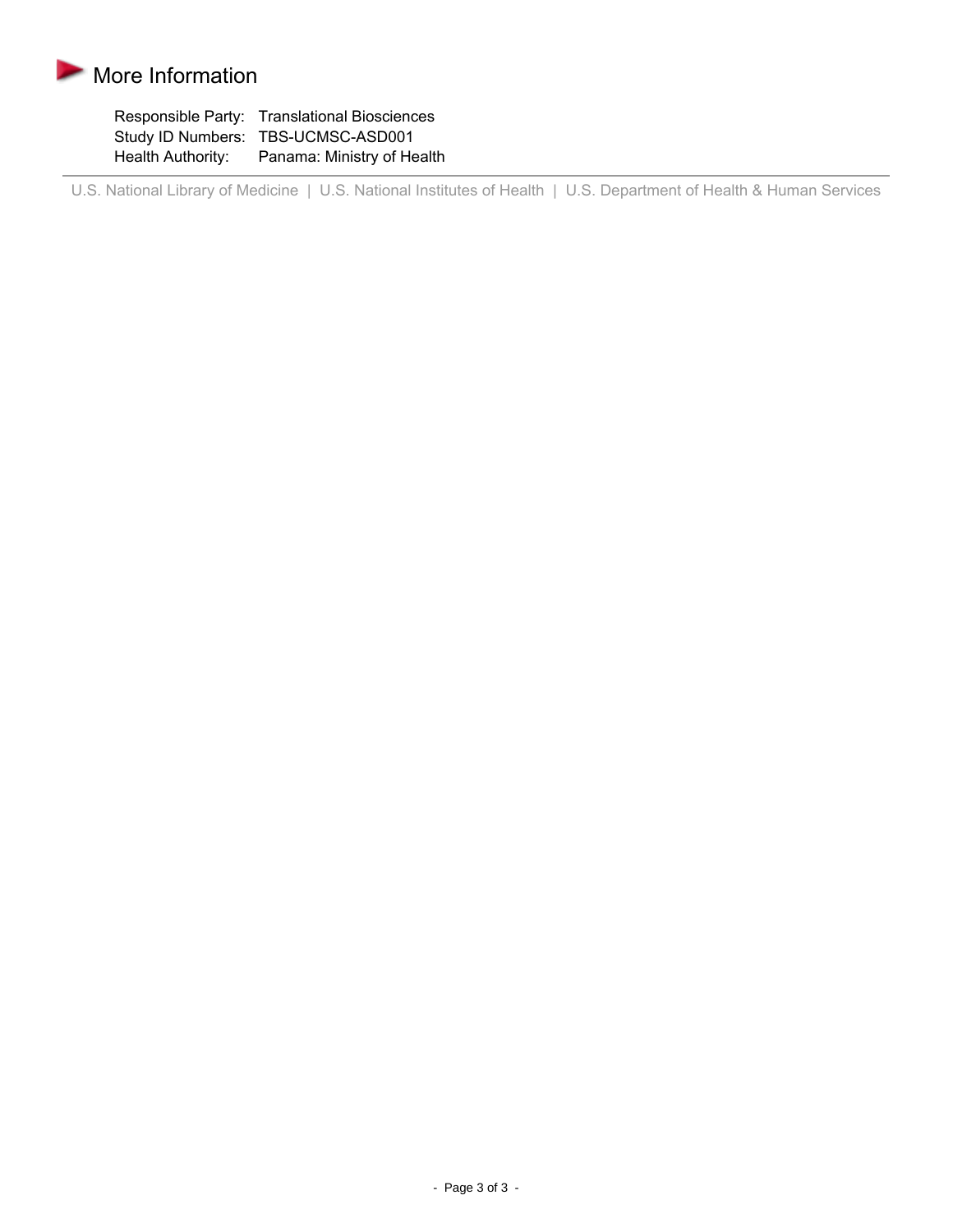## More Information

Responsible Party: Translational Biosciences
Study ID Numbers: TBS-UCMSC-ASD001
Health Authority: Panama: Ministry of Health

U.S. National Library of Medicine | U.S. National Institutes of Health | U.S. Department of Health & Human Services